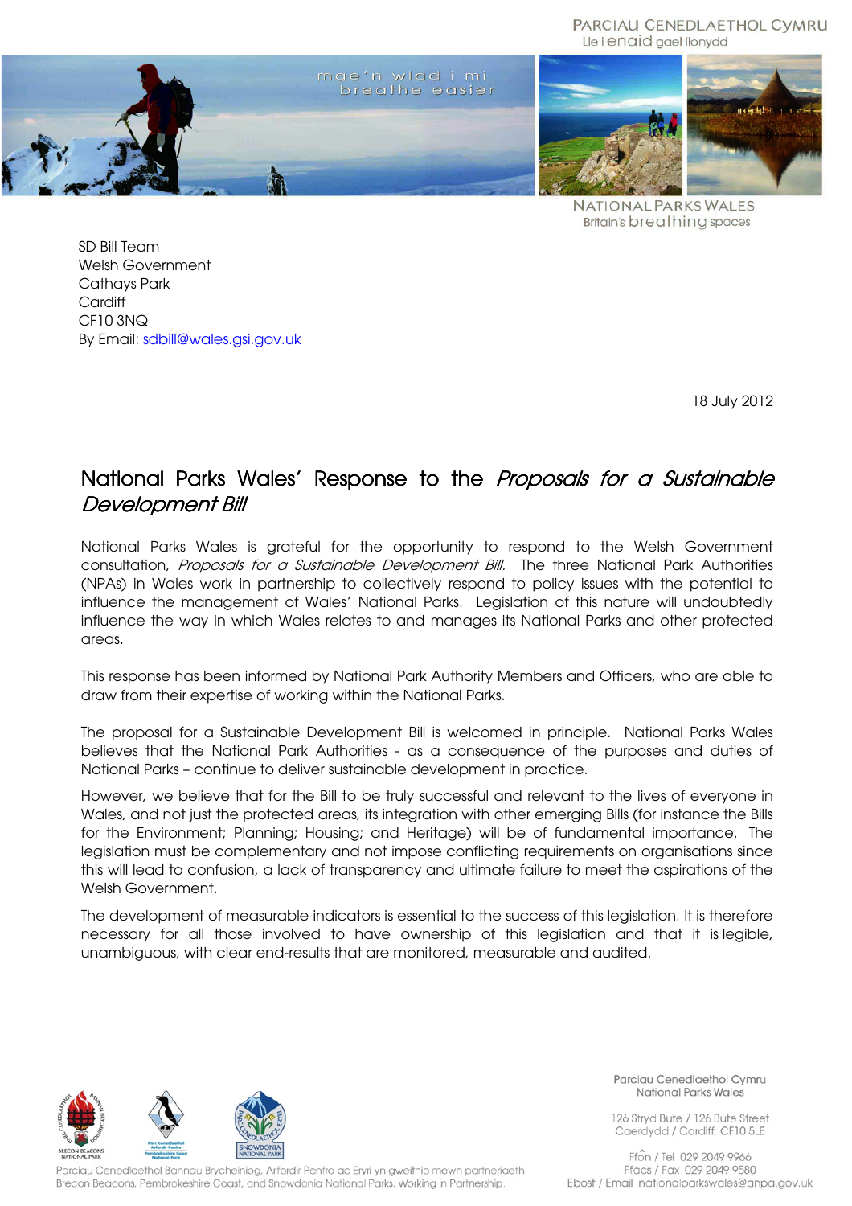PARCIAU CENEDLAETHOL CYMRU
Lle i enaid gael llonydd

mae'n wlad i mi
breathe easier

NATIONAL PARKS WALES
Britain's breathing spaces

SD Bill Team
Welsh Government
Cathays Park
Cardiff
CF10 3NQ
By Email: sdbill@wales.gsi.gov.uk

18 July 2012

# National Parks Wales' Response to the *Proposals for a Sustainable Development Bill*

National Parks Wales is grateful for the opportunity to respond to the Welsh Government consultation, *Proposals for a Sustainable Development Bill.* The three National Park Authorities (NPAs) in Wales work in partnership to collectively respond to policy issues with the potential to influence the management of Wales' National Parks. Legislation of this nature will undoubtedly influence the way in which Wales relates to and manages its National Parks and other protected areas.

This response has been informed by National Park Authority Members and Officers, who are able to draw from their expertise of working within the National Parks.

The proposal for a Sustainable Development Bill is welcomed in principle. National Parks Wales believes that the National Park Authorities - as a consequence of the purposes and duties of National Parks – continue to deliver sustainable development in practice.

However, we believe that for the Bill to be truly successful and relevant to the lives of everyone in Wales, and not just the protected areas, its integration with other emerging Bills (for instance the Bills for the Environment; Planning; Housing; and Heritage) will be of fundamental importance. The legislation must be complementary and not impose conflicting requirements on organisations since this will lead to confusion, a lack of transparency and ultimate failure to meet the aspirations of the Welsh Government.

The development of measurable indicators is essential to the success of this legislation. It is therefore necessary for all those involved to have ownership of this legislation and that it is legible, unambiguous, with clear end-results that are monitored, measurable and audited.

Parciau Cenedlaethol Bannau Brycheiniog, Arfordir Penfro ac Eryri yn gweithio mewn partneriaeth
Brecon Beacons, Pembrokeshire Coast, and Snowdonia National Parks. Working in Partnership.

Parciau Cenedlaethol Cymru
National Parks Wales

126 Stryd Bute / 126 Bute Street
Caerdydd / Cardiff, CF10 5LE

Ffôn / Tel 029 2049 9966
Ffacs / Fax 029 2049 9580
Ebost / Email nationalparkswales@anpa.gov.uk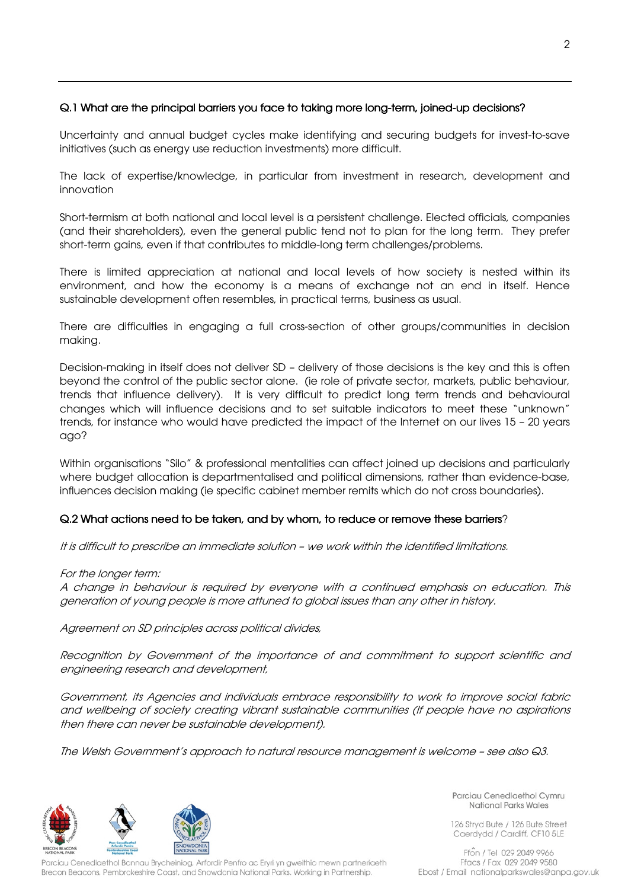**Q.1 What are the principal barriers you face to taking more long-term, joined-up decisions?**

Uncertainty and annual budget cycles make identifying and securing budgets for invest-to-save initiatives (such as energy use reduction investments) more difficult.

The lack of expertise/knowledge, in particular from investment in research, development and innovation

Short-termism at both national and local level is a persistent challenge. Elected officials, companies (and their shareholders), even the general public tend not to plan for the long term. They prefer short-term gains, even if that contributes to middle-long term challenges/problems.

There is limited appreciation at national and local levels of how society is nested within its environment, and how the economy is a means of exchange not an end in itself. Hence sustainable development often resembles, in practical terms, business as usual.

There are difficulties in engaging a full cross-section of other groups/communities in decision making.

Decision-making in itself does not deliver SD – delivery of those decisions is the key and this is often beyond the control of the public sector alone. (ie role of private sector, markets, public behaviour, trends that influence delivery). It is very difficult to predict long term trends and behavioural changes which will influence decisions and to set suitable indicators to meet these "unknown" trends, for instance who would have predicted the impact of the Internet on our lives 15 – 20 years ago?

Within organisations "Silo" & professional mentalities can affect joined up decisions and particularly where budget allocation is departmentalised and political dimensions, rather than evidence-base, influences decision making (ie specific cabinet member remits which do not cross boundaries).

**Q.2 What actions need to be taken, and by whom, to reduce or remove these barriers?**

*It is difficult to prescribe an immediate solution – we work within the identified limitations.*

*For the longer term:*
*A change in behaviour is required by everyone with a continued emphasis on education. This generation of young people is more attuned to global issues than any other in history.*

*Agreement on SD principles across political divides,*

*Recognition by Government of the importance of and commitment to support scientific and engineering research and development,*

*Government, its Agencies and individuals embrace responsibility to work to improve social fabric and wellbeing of society creating vibrant sustainable communities (If people have no aspirations then there can never be sustainable development).*

*The Welsh Government's approach to natural resource management is welcome – see also Q3.*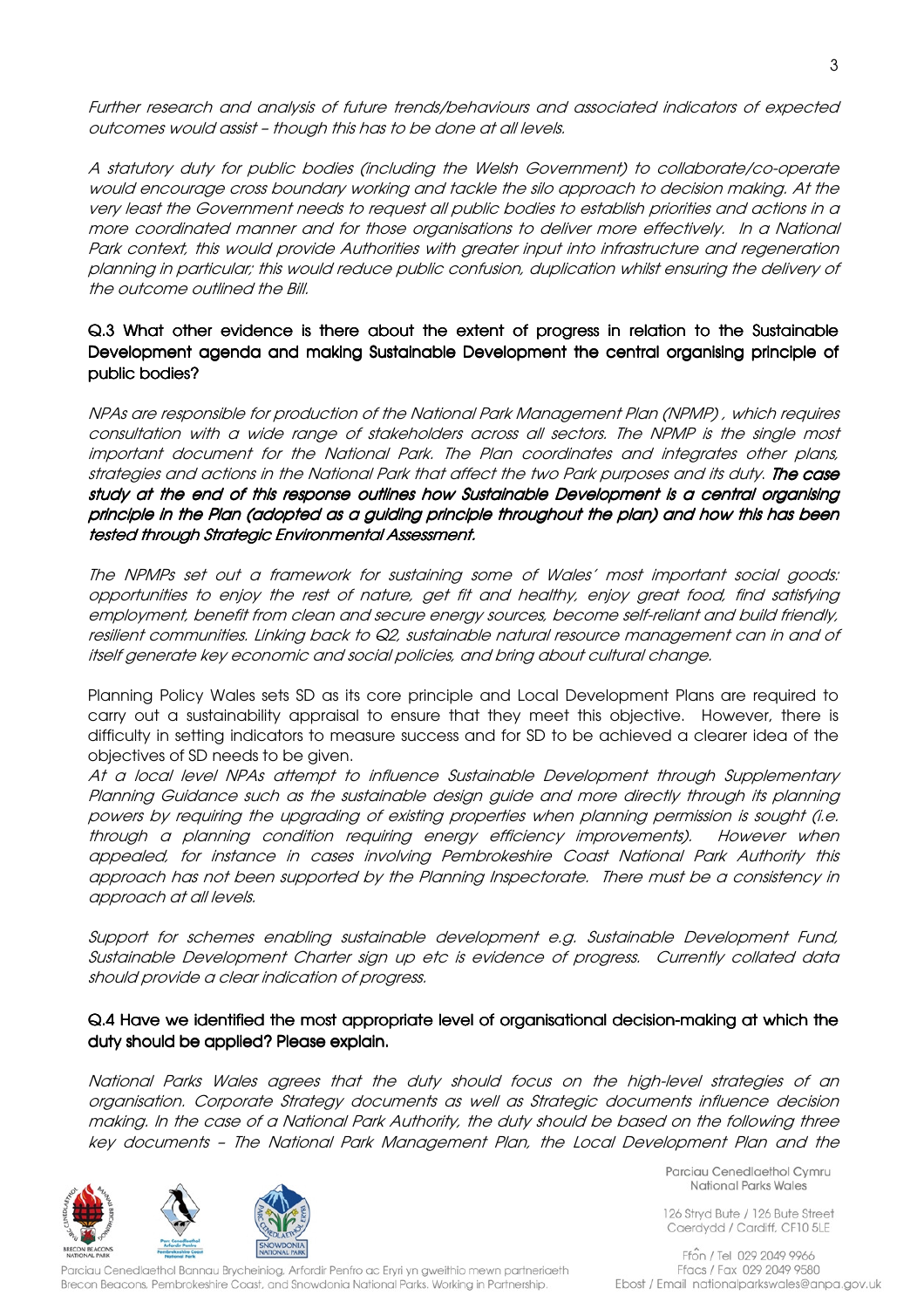*Further research and analysis of future trends/behaviours and associated indicators of expected outcomes would assist – though this has to be done at all levels.*

*A statutory duty for public bodies (including the Welsh Government) to collaborate/co-operate would encourage cross boundary working and tackle the silo approach to decision making. At the very least the Government needs to request all public bodies to establish priorities and actions in a more coordinated manner and for those organisations to deliver more effectively. In a National Park context, this would provide Authorities with greater input into infrastructure and regeneration planning in particular; this would reduce public confusion, duplication whilst ensuring the delivery of the outcome outlined the Bill.*

**Q.3 What other evidence is there about the extent of progress in relation to the Sustainable Development agenda and making Sustainable Development the central organising principle of public bodies?**

*NPAs are responsible for production of the National Park Management Plan (NPMP), which requires consultation with a wide range of stakeholders across all sectors. The NPMP is the single most important document for the National Park. The Plan coordinates and integrates other plans, strategies and actions in the National Park that affect the two Park purposes and its duty.* ***The case study at the end of this response outlines how Sustainable Development is a central organising principle in the Plan (adopted as a guiding principle throughout the plan) and how this has been tested through Strategic Environmental Assessment.***

*The NPMPs set out a framework for sustaining some of Wales' most important social goods: opportunities to enjoy the rest of nature, get fit and healthy, enjoy great food, find satisfying employment, benefit from clean and secure energy sources, become self-reliant and build friendly, resilient communities. Linking back to Q2, sustainable natural resource management can in and of itself generate key economic and social policies, and bring about cultural change.*

Planning Policy Wales sets SD as its core principle and Local Development Plans are required to carry out a sustainability appraisal to ensure that they meet this objective. However, there is difficulty in setting indicators to measure success and for SD to be achieved a clearer idea of the objectives of SD needs to be given.

*At a local level NPAs attempt to influence Sustainable Development through Supplementary Planning Guidance such as the sustainable design guide and more directly through its planning powers by requiring the upgrading of existing properties when planning permission is sought (i.e. through a planning condition requiring energy efficiency improvements). However when appealed, for instance in cases involving Pembrokeshire Coast National Park Authority this approach has not been supported by the Planning Inspectorate. There must be a consistency in approach at all levels.*

*Support for schemes enabling sustainable development e.g. Sustainable Development Fund, Sustainable Development Charter sign up etc is evidence of progress. Currently collated data should provide a clear indication of progress.*

**Q.4 Have we identified the most appropriate level of organisational decision-making at which the duty should be applied? Please explain.**

*National Parks Wales agrees that the duty should focus on the high-level strategies of an organisation. Corporate Strategy documents as well as Strategic documents influence decision making. In the case of a National Park Authority, the duty should be based on the following three key documents – The National Park Management Plan, the Local Development Plan and the*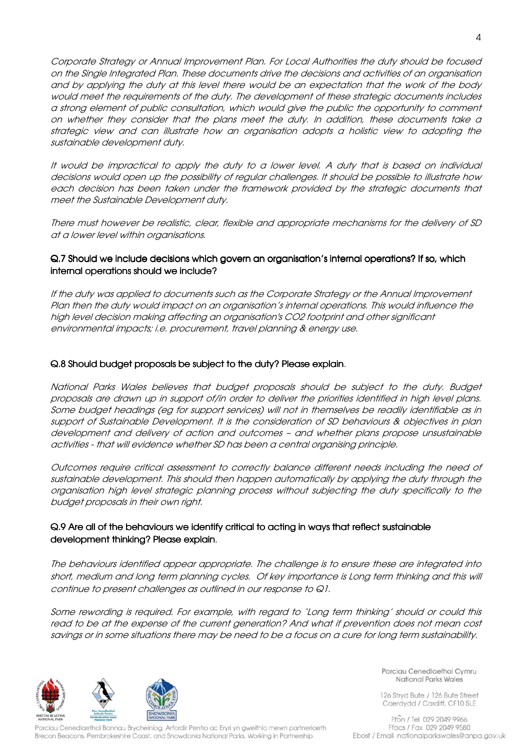*Corporate Strategy or Annual Improvement Plan. For Local Authorities the duty should be focused on the Single Integrated Plan. These documents drive the decisions and activities of an organisation and by applying the duty at this level there would be an expectation that the work of the body would meet the requirements of the duty. The development of these strategic documents includes a strong element of public consultation, which would give the public the opportunity to comment on whether they consider that the plans meet the duty. In addition, these documents take a strategic view and can illustrate how an organisation adopts a holistic view to adopting the sustainable development duty.*

*It would be impractical to apply the duty to a lower level. A duty that is based on individual decisions would open up the possibility of regular challenges. It should be possible to illustrate how each decision has been taken under the framework provided by the strategic documents that meet the Sustainable Development duty.*

*There must however be realistic, clear, flexible and appropriate mechanisms for the delivery of SD at a lower level within organisations.*

### Q.7 Should we include decisions which govern an organisation's internal operations? If so, which internal operations should we include?

*If the duty was applied to documents such as the Corporate Strategy or the Annual Improvement Plan then the duty would impact on an organisation's internal operations. This would influence the high level decision making affecting an organisation's CO2 footprint and other significant environmental impacts; i.e. procurement, travel planning & energy use.*

### Q.8 Should budget proposals be subject to the duty? Please explain.

*National Parks Wales believes that budget proposals should be subject to the duty. Budget proposals are drawn up in support of/in order to deliver the priorities identified in high level plans. Some budget headings (eg for support services) will not in themselves be readily identifiable as in support of Sustainable Development. It is the consideration of SD behaviours & objectives in plan development and delivery of action and outcomes – and whether plans propose unsustainable activities - that will evidence whether SD has been a central organising principle.*

*Outcomes require critical assessment to correctly balance different needs including the need of sustainable development. This should then happen automatically by applying the duty through the organisation high level strategic planning process without subjecting the duty specifically to the budget proposals in their own right.*

### Q.9 Are all of the behaviours we identify critical to acting in ways that reflect sustainable development thinking? Please explain.

*The behaviours identified appear appropriate. The challenge is to ensure these are integrated into short, medium and long term planning cycles. Of key importance is Long term thinking and this will continue to present challenges as outlined in our response to Q1.*

*Some rewording is required. For example, with regard to 'Long term thinking' should or could this read to be at the expense of the current generation? And what if prevention does not mean cost savings or in some situations there may be need to be a focus on a cure for long term sustainability.*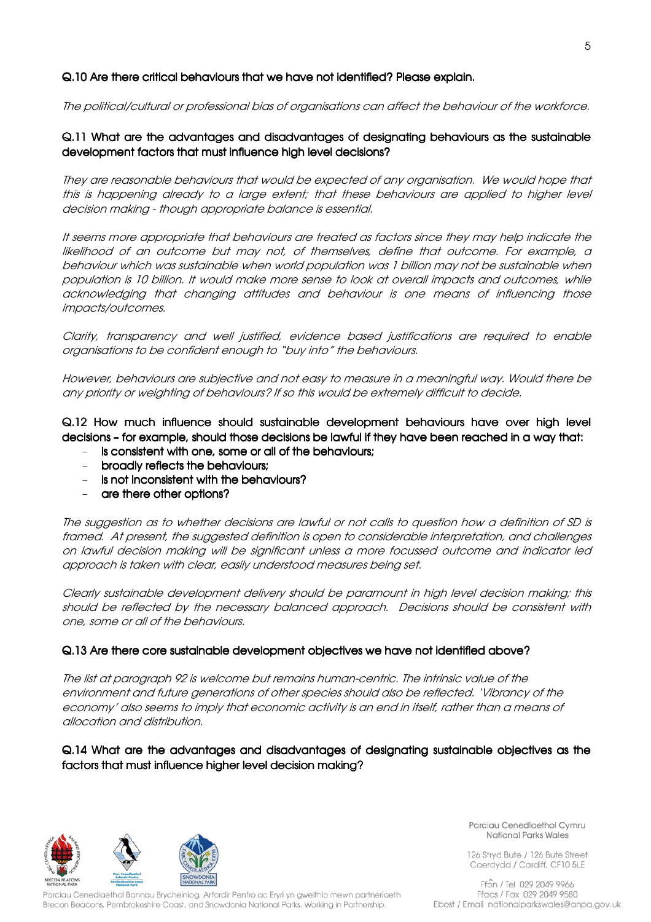**Q.10 Are there critical behaviours that we have not identified? Please explain.**

*The political/cultural or professional bias of organisations can affect the behaviour of the workforce.*

**Q.11 What are the advantages and disadvantages of designating behaviours as the sustainable development factors that must influence high level decisions?**

*They are reasonable behaviours that would be expected of any organisation. We would hope that this is happening already to a large extent; that these behaviours are applied to higher level decision making - though appropriate balance is essential.*

*It seems more appropriate that behaviours are treated as factors since they may help indicate the likelihood of an outcome but may not, of themselves, define that outcome. For example, a behaviour which was sustainable when world population was 1 billion may not be sustainable when population is 10 billion. It would make more sense to look at overall impacts and outcomes, while acknowledging that changing attitudes and behaviour is one means of influencing those impacts/outcomes.*

*Clarity, transparency and well justified, evidence based justifications are required to enable organisations to be confident enough to "buy into" the behaviours.*

*However, behaviours are subjective and not easy to measure in a meaningful way. Would there be any priority or weighting of behaviours? If so this would be extremely difficult to decide.*

**Q.12 How much influence should sustainable development behaviours have over high level decisions – for example, should those decisions be lawful if they have been reached in a way that:**

- **is consistent with one, some or all of the behaviours;**
- **broadly reflects the behaviours;**
- **is not inconsistent with the behaviours?**
- **are there other options?**

*The suggestion as to whether decisions are lawful or not calls to question how a definition of SD is framed. At present, the suggested definition is open to considerable interpretation, and challenges on lawful decision making will be significant unless a more focussed outcome and indicator led approach is taken with clear, easily understood measures being set.*

*Clearly sustainable development delivery should be paramount in high level decision making; this should be reflected by the necessary balanced approach. Decisions should be consistent with one, some or all of the behaviours.*

**Q.13 Are there core sustainable development objectives we have not identified above?**

*The list at paragraph 92 is welcome but remains human-centric. The intrinsic value of the environment and future generations of other species should also be reflected. 'Vibrancy of the economy' also seems to imply that economic activity is an end in itself, rather than a means of allocation and distribution.*

**Q.14 What are the advantages and disadvantages of designating sustainable objectives as the factors that must influence higher level decision making?**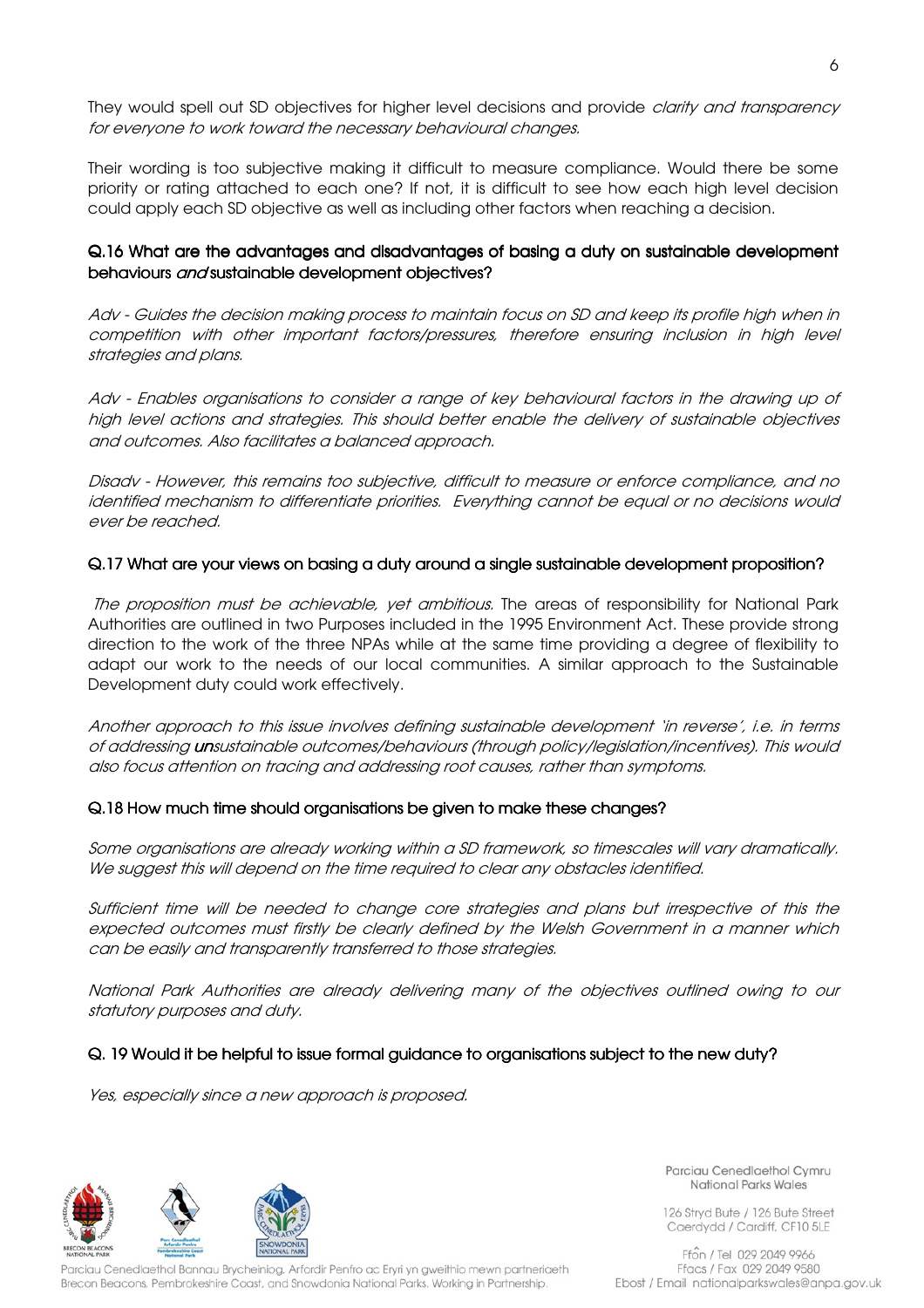They would spell out SD objectives for higher level decisions and provide *clarity and transparency for everyone to work toward the necessary behavioural changes.*

Their wording is too subjective making it difficult to measure compliance. Would there be some priority or rating attached to each one? If not, it is difficult to see how each high level decision could apply each SD objective as well as including other factors when reaching a decision.

### Q.16 What are the advantages and disadvantages of basing a duty on sustainable development behaviours *and* sustainable development objectives?

*Adv - Guides the decision making process to maintain focus on SD and keep its profile high when in competition with other important factors/pressures, therefore ensuring inclusion in high level strategies and plans.*

*Adv - Enables organisations to consider a range of key behavioural factors in the drawing up of high level actions and strategies. This should better enable the delivery of sustainable objectives and outcomes. Also facilitates a balanced approach.*

*Disadv - However, this remains too subjective, difficult to measure or enforce compliance, and no identified mechanism to differentiate priorities. Everything cannot be equal or no decisions would ever be reached.*

### Q.17 What are your views on basing a duty around a single sustainable development proposition?

*The proposition must be achievable, yet ambitious.* The areas of responsibility for National Park Authorities are outlined in two Purposes included in the 1995 Environment Act. These provide strong direction to the work of the three NPAs while at the same time providing a degree of flexibility to adapt our work to the needs of our local communities. A similar approach to the Sustainable Development duty could work effectively.

*Another approach to this issue involves defining sustainable development 'in reverse', i.e. in terms of addressing **un**sustainable outcomes/behaviours (through policy/legislation/incentives). This would also focus attention on tracing and addressing root causes, rather than symptoms.*

### Q.18 How much time should organisations be given to make these changes?

*Some organisations are already working within a SD framework, so timescales will vary dramatically. We suggest this will depend on the time required to clear any obstacles identified.*

*Sufficient time will be needed to change core strategies and plans but irrespective of this the expected outcomes must firstly be clearly defined by the Welsh Government in a manner which can be easily and transparently transferred to those strategies.*

*National Park Authorities are already delivering many of the objectives outlined owing to our statutory purposes and duty.*

### Q. 19 Would it be helpful to issue formal guidance to organisations subject to the new duty?

*Yes, especially since a new approach is proposed.*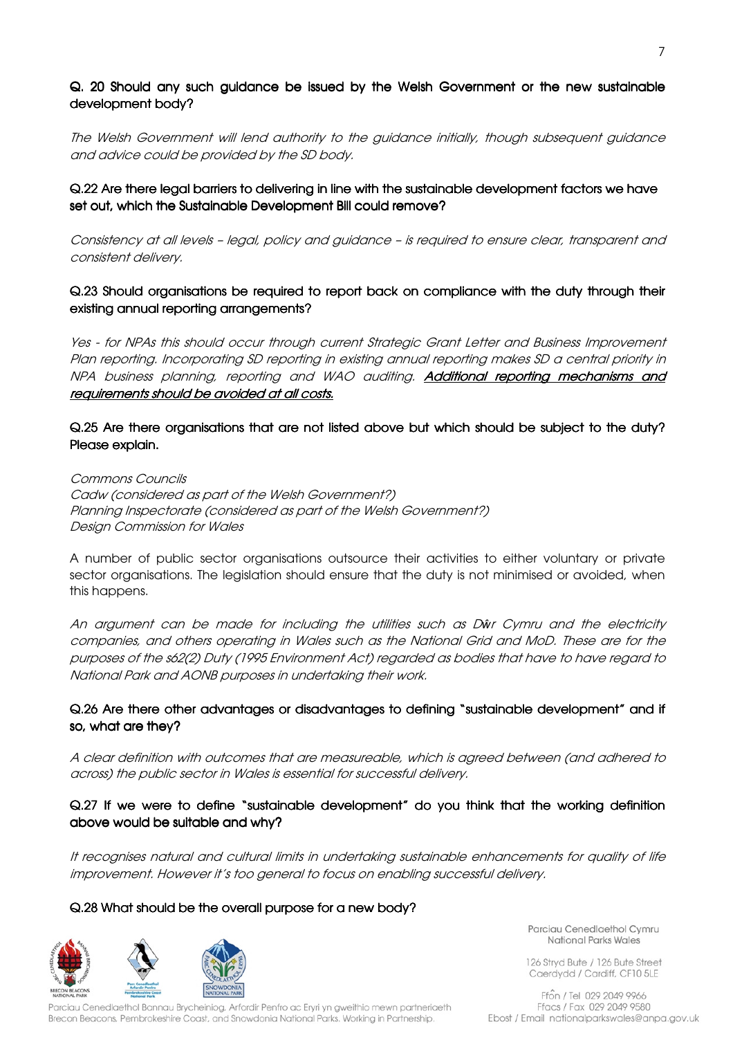**Q. 20 Should any such guidance be issued by the Welsh Government or the new sustainable development body?**

*The Welsh Government will lend authority to the guidance initially, though subsequent guidance and advice could be provided by the SD body.*

**Q.22 Are there legal barriers to delivering in line with the sustainable development factors we have set out, which the Sustainable Development Bill could remove?**

*Consistency at all levels – legal, policy and guidance – is required to ensure clear, transparent and consistent delivery.*

**Q.23 Should organisations be required to report back on compliance with the duty through their existing annual reporting arrangements?**

*Yes - for NPAs this should occur through current Strategic Grant Letter and Business Improvement Plan reporting. Incorporating SD reporting in existing annual reporting makes SD a central priority in NPA business planning, reporting and WAO auditing.* ***Additional reporting mechanisms and requirements should be avoided at all costs.***

**Q.25 Are there organisations that are not listed above but which should be subject to the duty? Please explain.**

*Commons Councils*
*Cadw (considered as part of the Welsh Government?)*
*Planning Inspectorate (considered as part of the Welsh Government?)*
*Design Commission for Wales*

A number of public sector organisations outsource their activities to either voluntary or private sector organisations. The legislation should ensure that the duty is not minimised or avoided, when this happens.

*An argument can be made for including the utilities such as Dŵr Cymru and the electricity companies, and others operating in Wales such as the National Grid and MoD. These are for the purposes of the s62(2) Duty (1995 Environment Act) regarded as bodies that have to have regard to National Park and AONB purposes in undertaking their work.*

**Q.26 Are there other advantages or disadvantages to defining "sustainable development" and if so, what are they?**

*A clear definition with outcomes that are measureable, which is agreed between (and adhered to across) the public sector in Wales is essential for successful delivery.*

**Q.27 If we were to define "sustainable development" do you think that the working definition above would be suitable and why?**

*It recognises natural and cultural limits in undertaking sustainable enhancements for quality of life improvement. However it's too general to focus on enabling successful delivery.*

**Q.28 What should be the overall purpose for a new body?**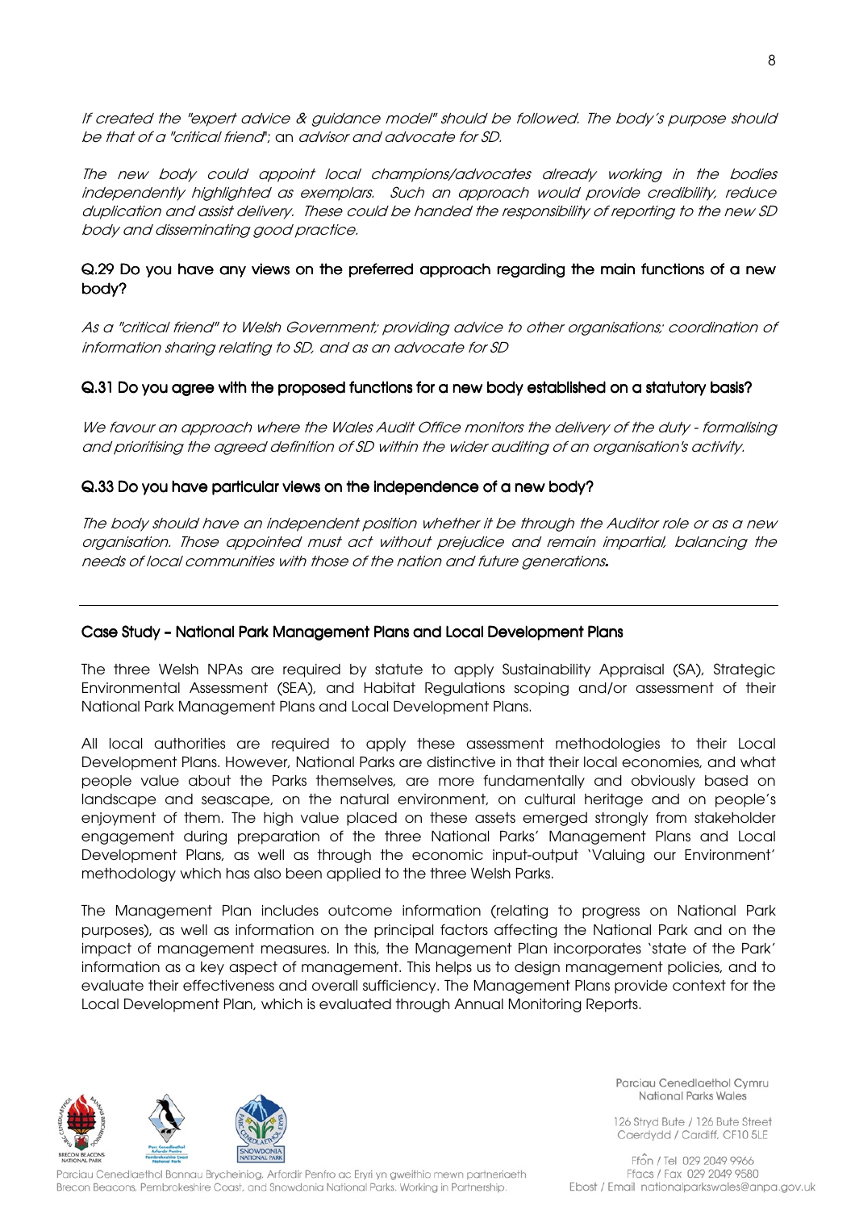*If created the "expert advice & guidance model" should be followed. The body's purpose should be that of a "critical friend*"; an *advisor and advocate for SD.*

*The new body could appoint local champions/advocates already working in the bodies independently highlighted as exemplars. Such an approach would provide credibility, reduce duplication and assist delivery. These could be handed the responsibility of reporting to the new SD body and disseminating good practice.*

**Q.29 Do you have any views on the preferred approach regarding the main functions of a new body?**

*As a "critical friend" to Welsh Government; providing advice to other organisations; coordination of information sharing relating to SD, and as an advocate for SD*

**Q.31 Do you agree with the proposed functions for a new body established on a statutory basis?**

*We favour an approach where the Wales Audit Office monitors the delivery of the duty - formalising and prioritising the agreed definition of SD within the wider auditing of an organisation's activity.*

**Q.33 Do you have particular views on the independence of a new body?**

*The body should have an independent position whether it be through the Auditor role or as a new organisation. Those appointed must act without prejudice and remain impartial, balancing the needs of local communities with those of the nation and future generations.*

---

**Case Study – National Park Management Plans and Local Development Plans**

The three Welsh NPAs are required by statute to apply Sustainability Appraisal (SA), Strategic Environmental Assessment (SEA), and Habitat Regulations scoping and/or assessment of their National Park Management Plans and Local Development Plans.

All local authorities are required to apply these assessment methodologies to their Local Development Plans. However, National Parks are distinctive in that their local economies, and what people value about the Parks themselves, are more fundamentally and obviously based on landscape and seascape, on the natural environment, on cultural heritage and on people's enjoyment of them. The high value placed on these assets emerged strongly from stakeholder engagement during preparation of the three National Parks' Management Plans and Local Development Plans, as well as through the economic input-output 'Valuing our Environment' methodology which has also been applied to the three Welsh Parks.

The Management Plan includes outcome information (relating to progress on National Park purposes), as well as information on the principal factors affecting the National Park and on the impact of management measures. In this, the Management Plan incorporates 'state of the Park' information as a key aspect of management. This helps us to design management policies, and to evaluate their effectiveness and overall sufficiency. The Management Plans provide context for the Local Development Plan, which is evaluated through Annual Monitoring Reports.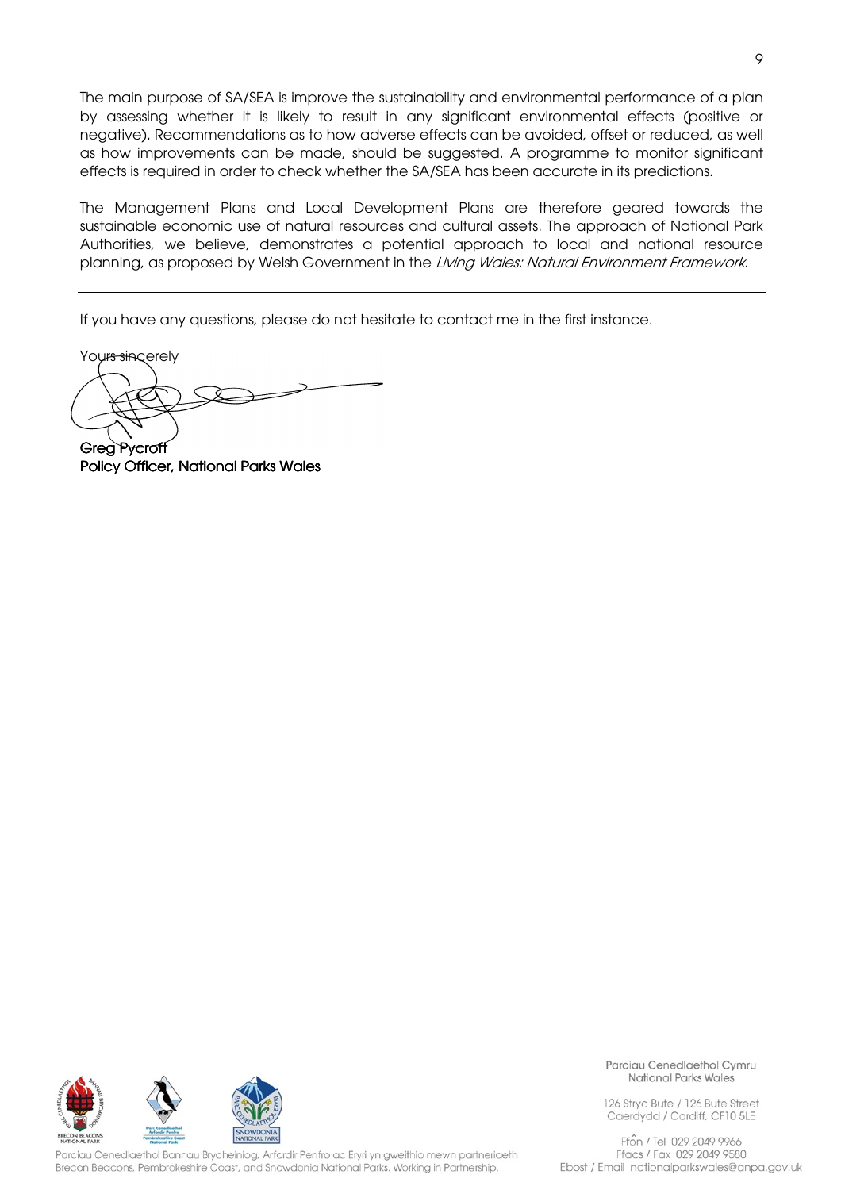The main purpose of SA/SEA is improve the sustainability and environmental performance of a plan by assessing whether it is likely to result in any significant environmental effects (positive or negative). Recommendations as to how adverse effects can be avoided, offset or reduced, as well as how improvements can be made, should be suggested. A programme to monitor significant effects is required in order to check whether the SA/SEA has been accurate in its predictions.

The Management Plans and Local Development Plans are therefore geared towards the sustainable economic use of natural resources and cultural assets. The approach of National Park Authorities, we believe, demonstrates a potential approach to local and national resource planning, as proposed by Welsh Government in the *Living Wales: Natural Environment Framework*.

---

If you have any questions, please do not hesitate to contact me in the first instance.

Yours sincerely

**Greg Pycroft**
**Policy Officer, National Parks Wales**

Parciau Cenedlaethol Bannau Brycheiniog, Arfordir Penfro ac Eryri yn gweithio mewn partneriaeth
Brecon Beacons, Pembrokeshire Coast, and Snowdonia National Parks. Working in Partnership.

Parciau Cenedlaethol Cymru
National Parks Wales

126 Stryd Bute / 126 Bute Street
Caerdydd / Cardiff, CF10 5LE

Ffôn / Tel 029 2049 9966
Ffacs / Fax 029 2049 9580
Ebost / Email nationalparkswales@anpa.gov.uk